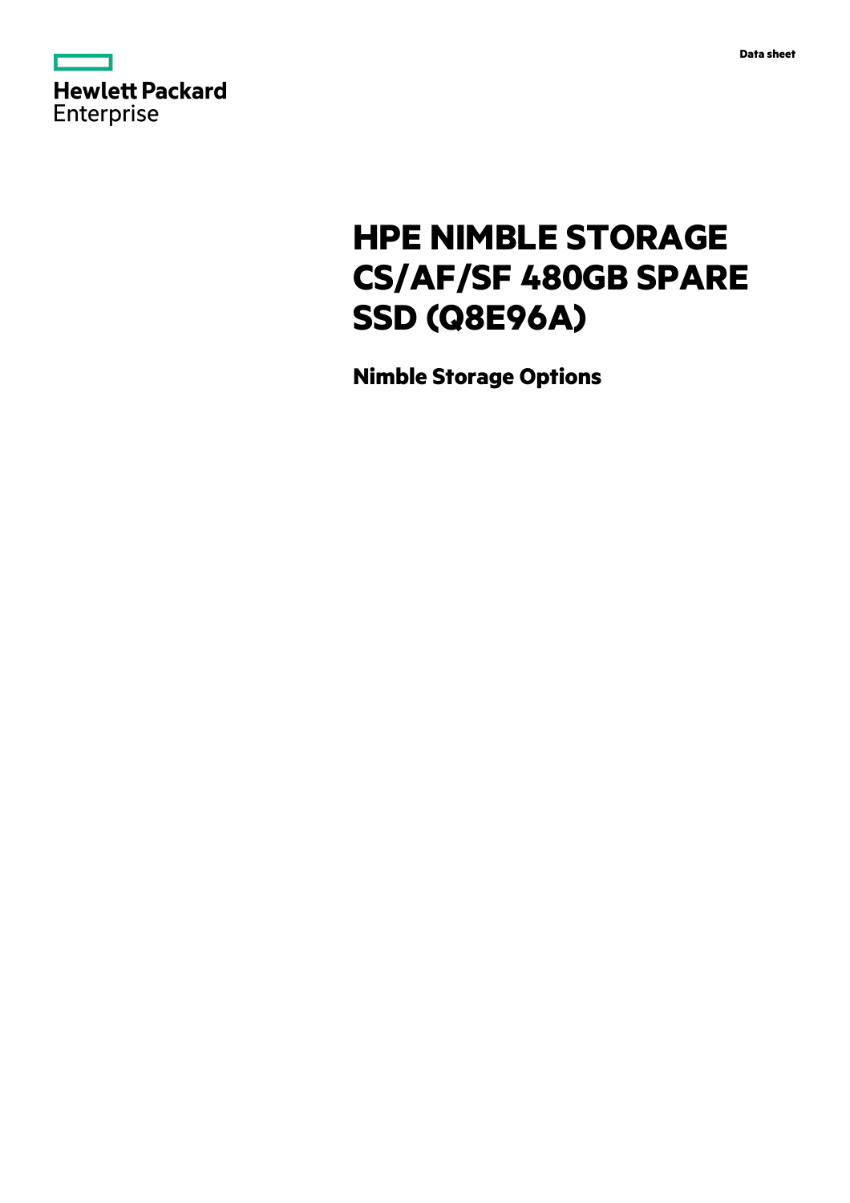Hewlett Packard Enterprise

Data sheet

# HPE NIMBLE STORAGE CS/AF/SF 480GB SPARE SSD (Q8E96A)

## Nimble Storage Options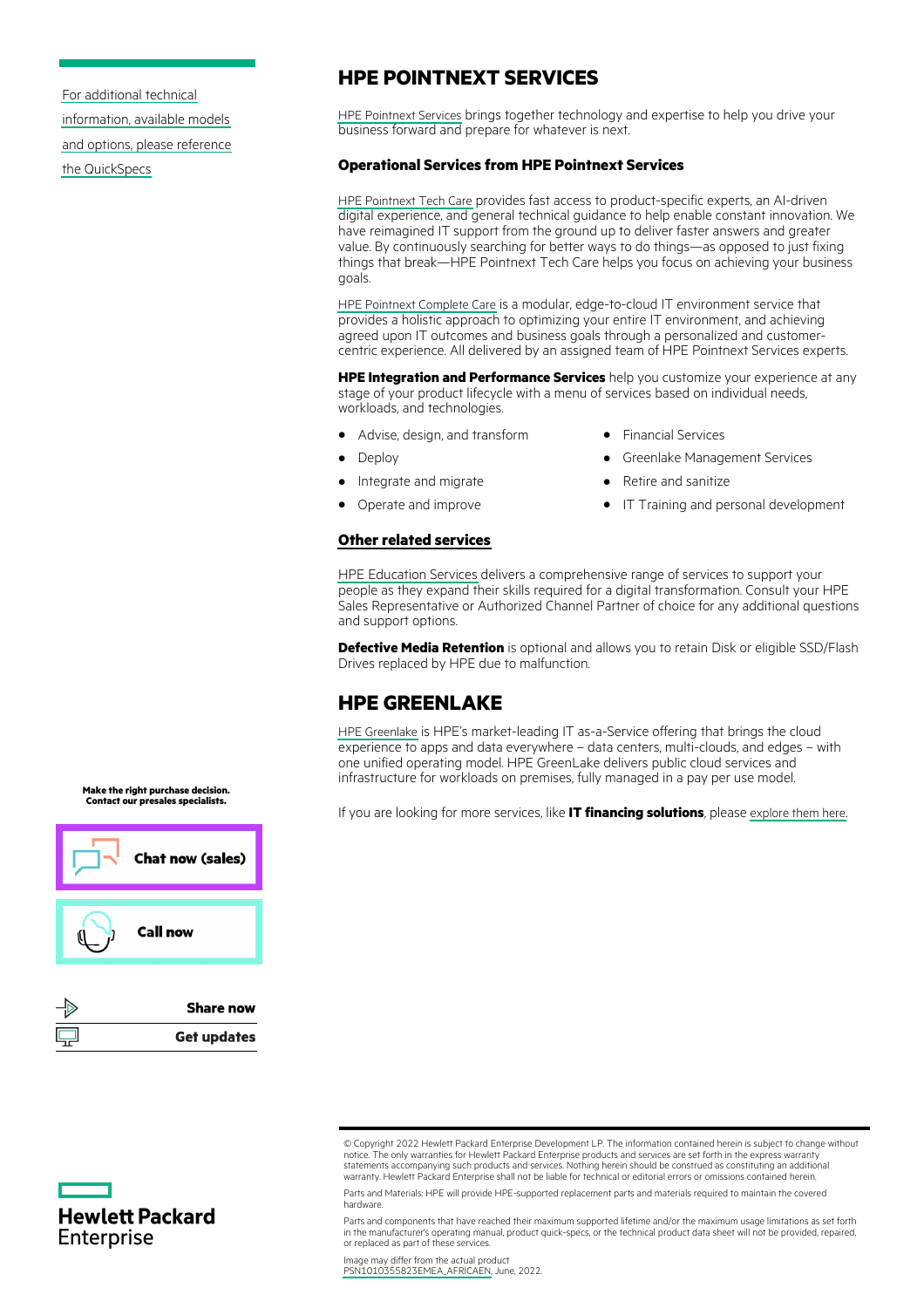For additional technical information, available models and options, please reference the QuickSpecs

## HPE POINTNEXT SERVICES

HPE Pointnext Services brings together technology and expertise to help you drive your business forward and prepare for whatever is next.

### Operational Services from HPE Pointnext Services

HPE Pointnext Tech Care provides fast access to product-specific experts, an AI-driven digital experience, and general technical guidance to help enable constant innovation. We have reimagined IT support from the ground up to deliver faster answers and greater value. By continuously searching for better ways to do things—as opposed to just fixing things that break—HPE Pointnext Tech Care helps you focus on achieving your business goals.

HPE Pointnext Complete Care is a modular, edge-to-cloud IT environment service that provides a holistic approach to optimizing your entire IT environment, and achieving agreed upon IT outcomes and business goals through a personalized and customer-centric experience. All delivered by an assigned team of HPE Pointnext Services experts.

**HPE Integration and Performance Services** help you customize your experience at any stage of your product lifecycle with a menu of services based on individual needs, workloads, and technologies.

- Advise, design, and transform
- Deploy
- Integrate and migrate
- Operate and improve
- Financial Services
- Greenlake Management Services
- Retire and sanitize
- IT Training and personal development

### Other related services

HPE Education Services delivers a comprehensive range of services to support your people as they expand their skills required for a digital transformation. Consult your HPE Sales Representative or Authorized Channel Partner of choice for any additional questions and support options.

**Defective Media Retention** is optional and allows you to retain Disk or eligible SSD/Flash Drives replaced by HPE due to malfunction.

## HPE GREENLAKE

HPE Greenlake is HPE's market-leading IT as-a-Service offering that brings the cloud experience to apps and data everywhere – data centers, multi-clouds, and edges – with one unified operating model. HPE GreenLake delivers public cloud services and infrastructure for workloads on premises, fully managed in a pay per use model.

If you are looking for more services, like **IT financing solutions**, please explore them here.

**Make the right purchase decision. Contact our presales specialists.**

Chat now (sales)

Call now

Share now

Get updates

Hewlett Packard Enterprise

© Copyright 2022 Hewlett Packard Enterprise Development LP. The information contained herein is subject to change without notice. The only warranties for Hewlett Packard Enterprise products and services are set forth in the express warranty statements accompanying such products and services. Nothing herein should be construed as constituting an additional warranty. Hewlett Packard Enterprise shall not be liable for technical or editorial errors or omissions contained herein.

Parts and Materials: HPE will provide HPE-supported replacement parts and materials required to maintain the covered hardware.

Parts and components that have reached their maximum supported lifetime and/or the maximum usage limitations as set forth in the manufacturer's operating manual, product quick-specs, or the technical product data sheet will not be provided, repaired, or replaced as part of these services.

Image may differ from the actual product
PSN1010355823EMEA_AFRICAEN, June, 2022.